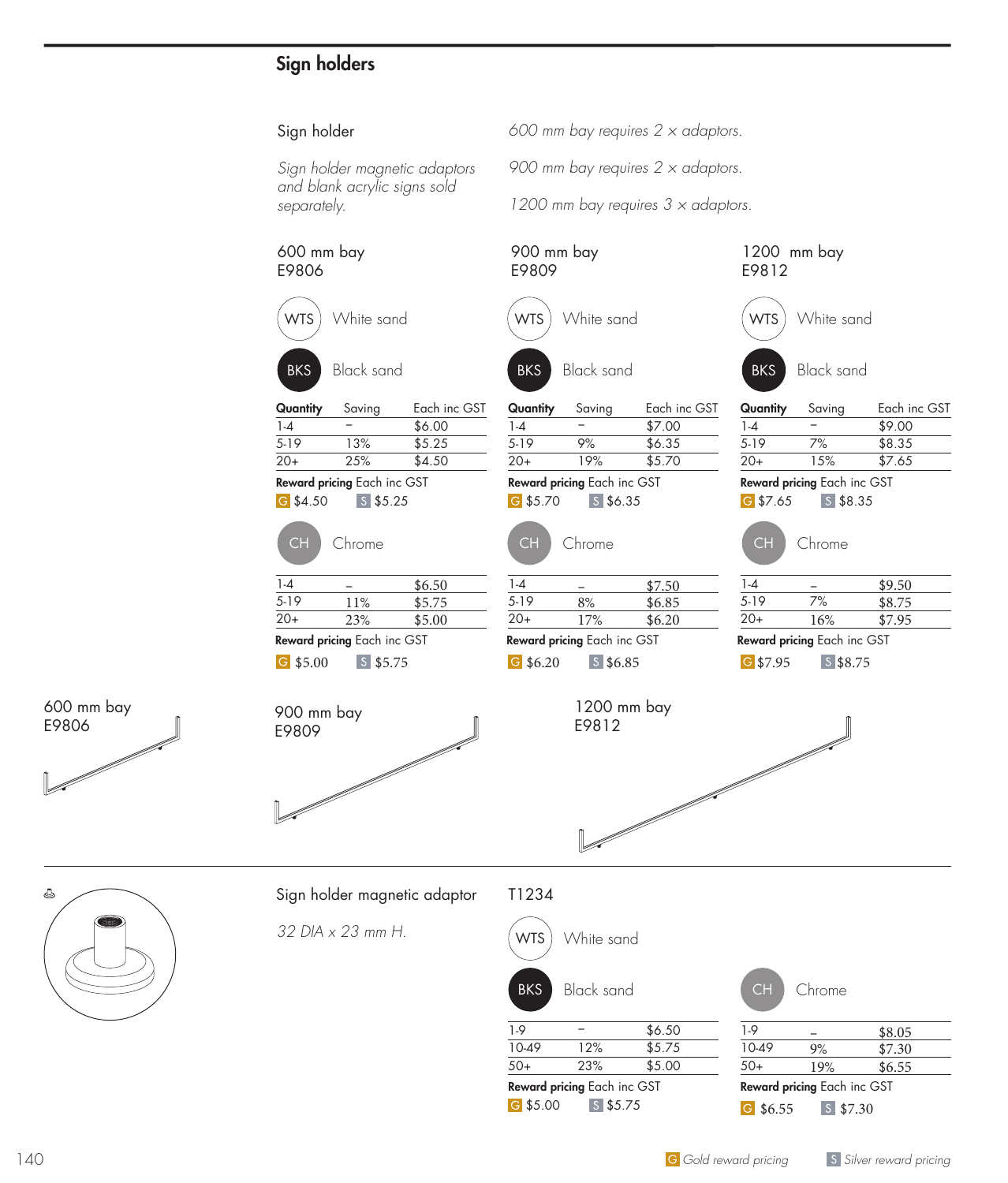# Sign holders

## Sign holder

*Sign holder magnetic adaptors and blank acrylic signs sold separately.*

*600 mm bay requires 2 × adaptors.*

*900 mm bay requires 2 × adaptors.*

*1200 mm bay requires 3 × adaptors.*

### 600 mm bay E9806

WTS White sand

BKS Black sand

| Quantity | Saving | Each inc GST |
|---|---|---|
| 1-4 | – | $6.00 |
| 5-19 | 13% | $5.25 |
| 20+ | 25% | $4.50 |

**Reward pricing** Each inc GST
G $4.50 S $5.25

CH Chrome

| Quantity | Saving | Each inc GST |
|---|---|---|
| 1-4 | – | $6.50 |
| 5-19 | 11% | $5.75 |
| 20+ | 23% | $5.00 |

**Reward pricing** Each inc GST
G $5.00 S $5.75

### 900 mm bay E9809

WTS White sand

BKS Black sand

| Quantity | Saving | Each inc GST |
|---|---|---|
| 1-4 | – | $7.00 |
| 5-19 | 9% | $6.35 |
| 20+ | 19% | $5.70 |

**Reward pricing** Each inc GST
G $5.70 S $6.35

CH Chrome

| Quantity | Saving | Each inc GST |
|---|---|---|
| 1-4 | – | $7.50 |
| 5-19 | 8% | $6.85 |
| 20+ | 17% | $6.20 |

**Reward pricing** Each inc GST
G $6.20 S $6.85

### 1200 mm bay E9812

WTS White sand

BKS Black sand

| Quantity | Saving | Each inc GST |
|---|---|---|
| 1-4 | – | $9.00 |
| 5-19 | 7% | $8.35 |
| 20+ | 15% | $7.65 |

**Reward pricing** Each inc GST
G $7.65 S $8.35

CH Chrome

| Quantity | Saving | Each inc GST |
|---|---|---|
| 1-4 | – | $9.50 |
| 5-19 | 7% | $8.75 |
| 20+ | 16% | $7.95 |

**Reward pricing** Each inc GST
G $7.95 S $8.75

600 mm bay E9806

900 mm bay E9809

1200 mm bay E9812

## Sign holder magnetic adaptor

*32 DIA x 23 mm H.*

### T1234

WTS White sand

BKS Black sand

| Quantity | Saving | Each inc GST |
|---|---|---|
| 1-9 | – | $6.50 |
| 10-49 | 12% | $5.75 |
| 50+ | 23% | $5.00 |

**Reward pricing** Each inc GST
G $5.00 S $5.75

CH Chrome

| Quantity | Saving | Each inc GST |
|---|---|---|
| 1-9 | – | $8.05 |
| 10-49 | 9% | $7.30 |
| 50+ | 19% | $6.55 |

**Reward pricing** Each inc GST
G $6.55 S $7.30

G *Gold reward pricing* S *Silver reward pricing*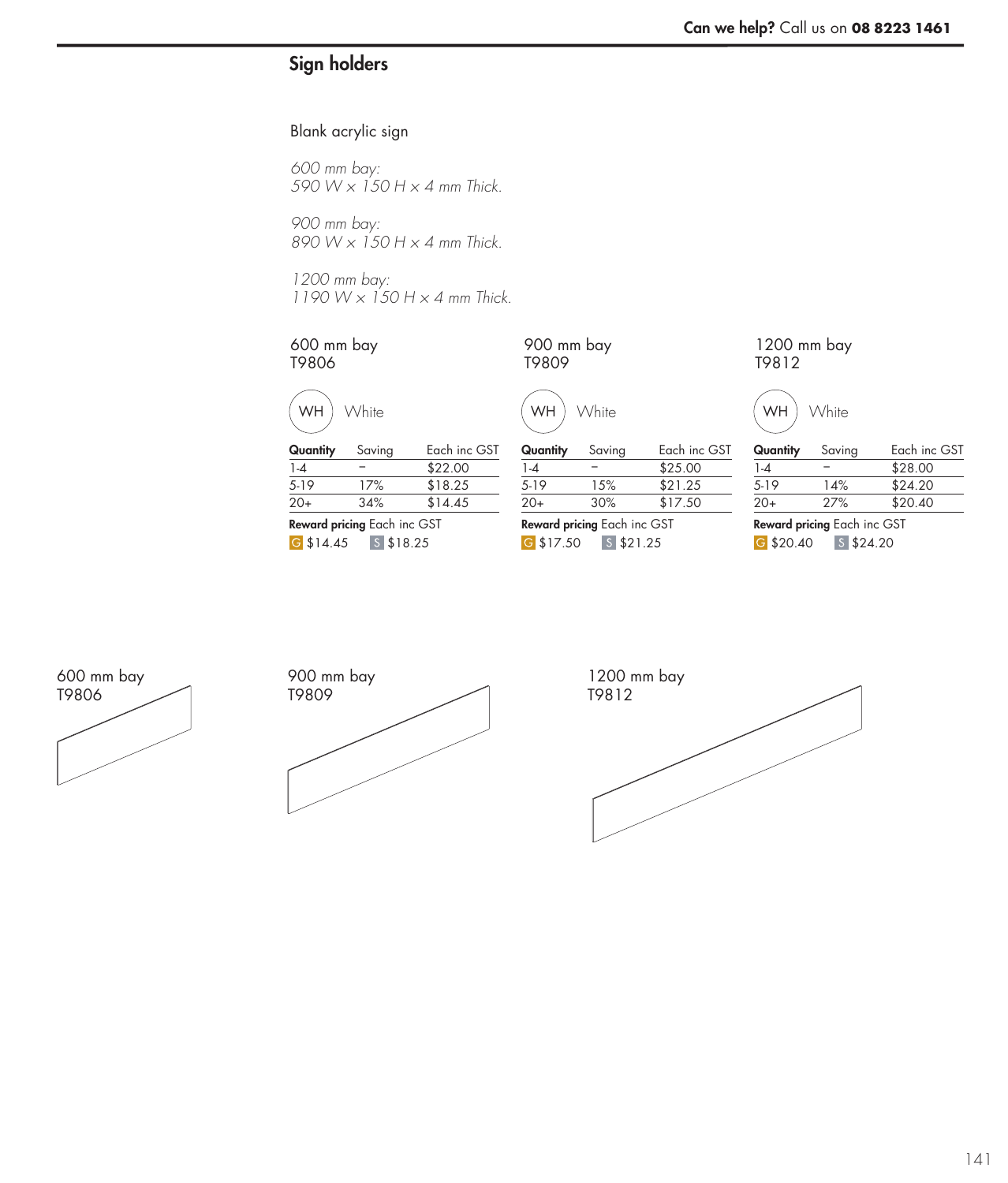## Sign holders

Blank acrylic sign

*600 mm bay:*
*590 W × 150 H × 4 mm Thick.*

*900 mm bay:*
*890 W × 150 H × 4 mm Thick.*

*1200 mm bay:*
*1190 W × 150 H × 4 mm Thick.*

### 600 mm bay
T9806

WH White

| Quantity | Saving | Each inc GST |
|---|---|---|
| 1-4 | – | $22.00 |
| 5-19 | 17% | $18.25 |
| 20+ | 34% | $14.45 |

**Reward pricing** Each inc GST
G $14.45 S $18.25

### 900 mm bay
T9809

WH White

| Quantity | Saving | Each inc GST |
|---|---|---|
| 1-4 | – | $25.00 |
| 5-19 | 15% | $21.25 |
| 20+ | 30% | $17.50 |

**Reward pricing** Each inc GST
G $17.50 S $21.25

### 1200 mm bay
T9812

WH White

| Quantity | Saving | Each inc GST |
|---|---|---|
| 1-4 | – | $28.00 |
| 5-19 | 14% | $24.20 |
| 20+ | 27% | $20.40 |

**Reward pricing** Each inc GST
G $20.40 S $24.20

600 mm bay
T9806

900 mm bay
T9809

1200 mm bay
T9812